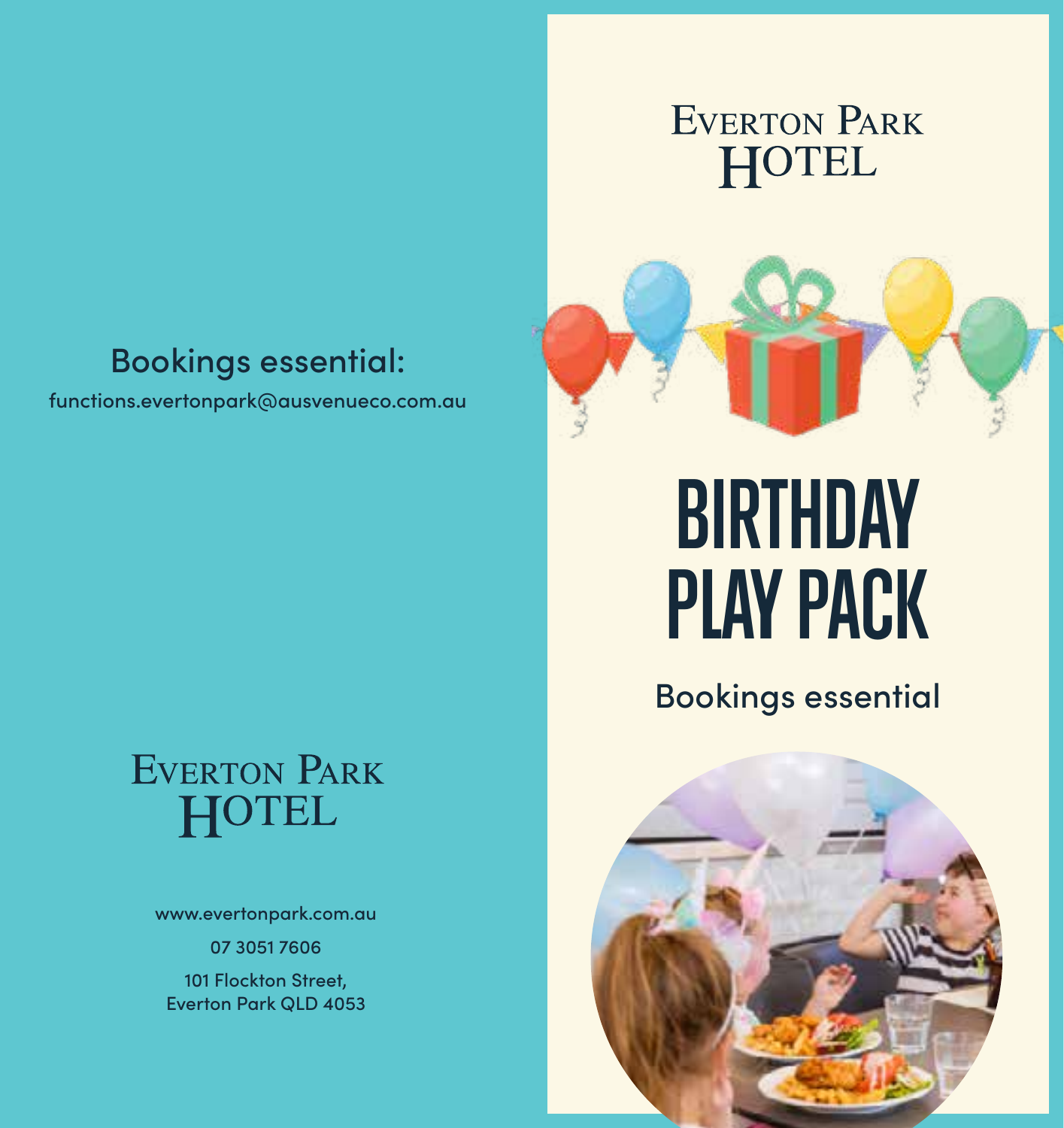## Bookings essential:

functions.evertonpark@ausvenueco.com.au

EVERTON PARK HOTEL

www.evertonpark.com.au

07 3051 7606

101 Flockton Street,
Everton Park QLD 4053

EVERTON PARK HOTEL

# BIRTHDAY PLAY PACK

Bookings essential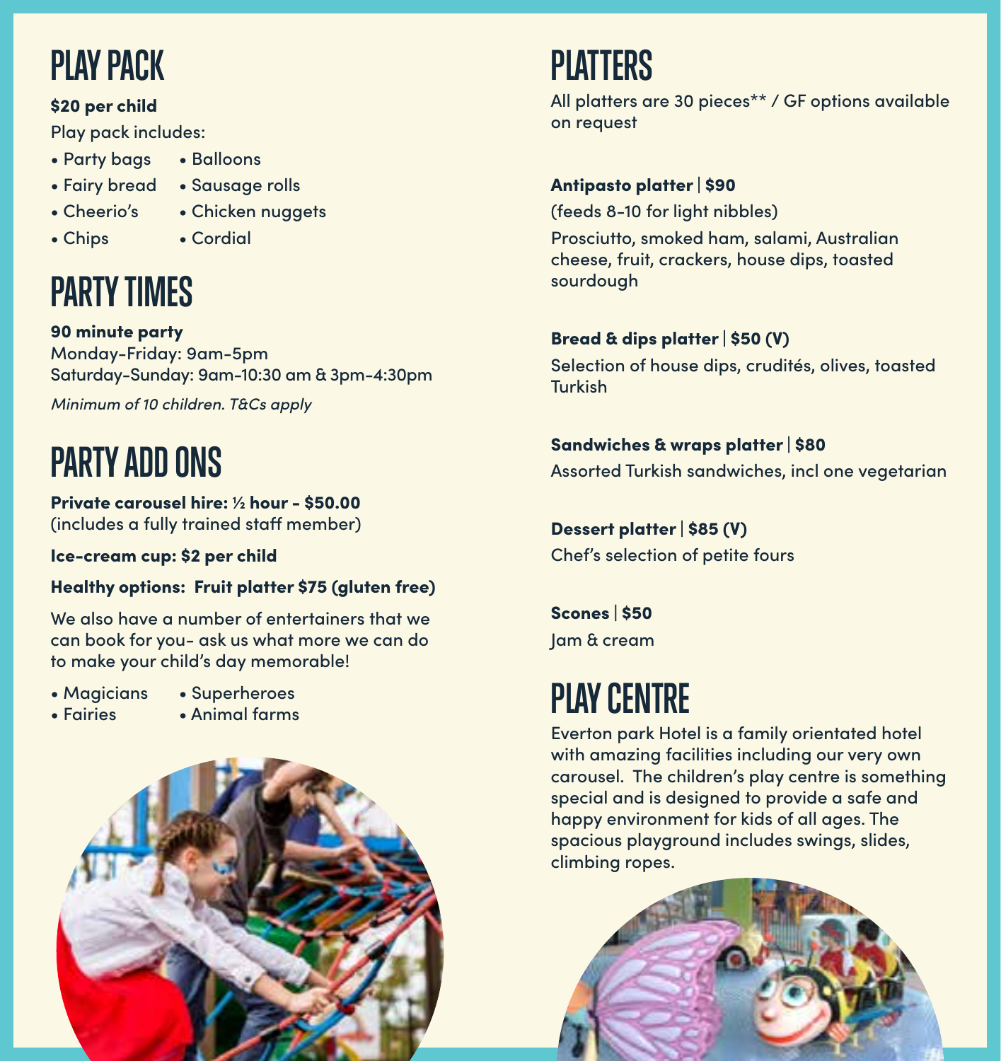# PLAY PACK

**$20 per child**

Play pack includes:

- Party bags
- Balloons
- Fairy bread
- Sausage rolls
- Cheerio's
- Chicken nuggets
- Chips
- Cordial

# PARTY TIMES

**90 minute party**
Monday-Friday: 9am-5pm
Saturday-Sunday: 9am-10:30 am & 3pm-4:30pm

*Minimum of 10 children. T&Cs apply*

# PARTY ADD ONS

**Private carousel hire: ½ hour - $50.00**
(includes a fully trained staff member)

**Ice-cream cup: $2 per child**

**Healthy options: Fruit platter $75 (gluten free)**

We also have a number of entertainers that we can book for you- ask us what more we can do to make your child's day memorable!

- Magicians
- Superheroes
- Fairies
- Animal farms

# PLATTERS

All platters are 30 pieces** / GF options available on request

**Antipasto platter | $90**

(feeds 8-10 for light nibbles)

Prosciutto, smoked ham, salami, Australian cheese, fruit, crackers, house dips, toasted sourdough

**Bread & dips platter | $50 (V)**

Selection of house dips, crudités, olives, toasted Turkish

**Sandwiches & wraps platter | $80**

Assorted Turkish sandwiches, incl one vegetarian

**Dessert platter | $85 (V)**

Chef's selection of petite fours

**Scones | $50**

Jam & cream

# PLAY CENTRE

Everton park Hotel is a family orientated hotel with amazing facilities including our very own carousel. The children's play centre is something special and is designed to provide a safe and happy environment for kids of all ages. The spacious playground includes swings, slides, climbing ropes.